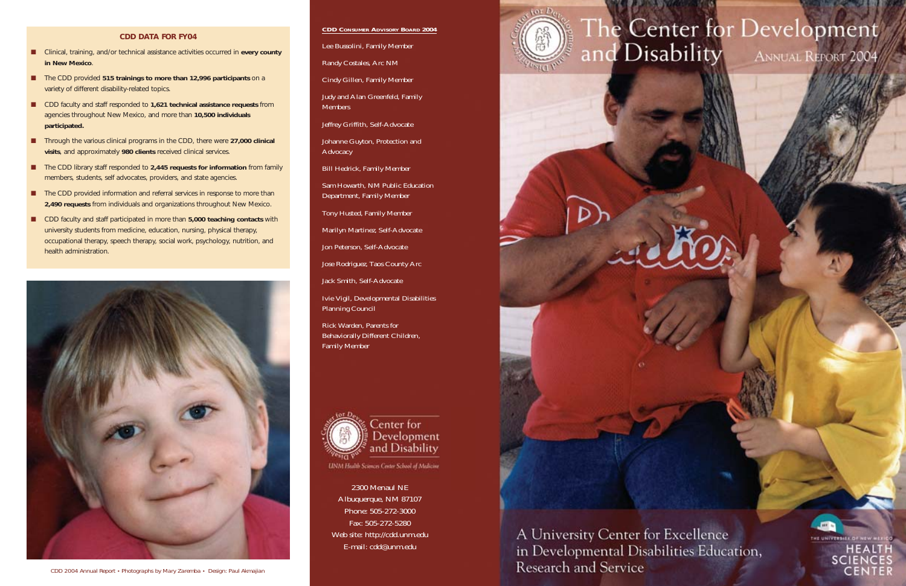## CDD DATA FOR FY04

- Clinical, training, and/or technical assistance activities occurred in **every county in New Mexico**.
- The CDD provided **515 trainings to more than 12,996 participants** on a variety of different disability-related topics.
- CDD faculty and staff responded to **1,621 technical assistance requests** from agencies throughout New Mexico, and more than **10,500 individuals participated.**
- Through the various clinical programs in the CDD, there were **27,000 clinical visits**, and approximately **980 clients** received clinical services.
- The CDD library staff responded to **2,445 requests for information** from family members, students, self advocates, providers, and state agencies.
- The CDD provided information and referral services in response to more than **2,490 requests** from individuals and organizations throughout New Mexico.
- CDD faculty and staff participated in more than **5,000 teaching contacts** with university students from medicine, education, nursing, physical therapy, occupational therapy, speech therapy, social work, psychology, nutrition, and health administration.

CDD 2004 Annual Report • Photographs by Mary Zaremba • Design: Paul Akmajian

**CDD Consumer Advisory Board 2004**

Lee Bussolini, Family Member

Randy Costales, Arc NM

Cindy Gillen, Family Member

Judy and Alan Greenfeld, Family Members

Jeffrey Griffith, Self-Advocate

Johanne Guyton, Protection and Advocacy

Bill Hedrick, Family Member

Sam Howarth, NM Public Education Department, Family Member

Tony Husted, Family Member

Marilyn Martinez, Self-Advocate

Jon Peterson, Self-Advocate

Jose Rodriguez, Taos County Arc

Jack Smith, Self-Advocate

Ivie Vigil, Developmental Disabilities Planning Council

Rick Warden, Parents for Behaviorally Different Children, Family Member

Center for Development and Disability

UNM Health Sciences Center School of Medicine

2300 Menaul NE
Albuquerque, NM 87107
Phone: 505-272-3000
Fax: 505-272-5280
Web site: http://cdd.unm.edu
E-mail: cdd@unm.edu

# The Center for Development and Disability

ANNUAL REPORT 2004

A University Center for Excellence in Developmental Disabilities Education, Research and Service

THE UNIVERSITY OF NEW MEXICO HEALTH SCIENCES CENTER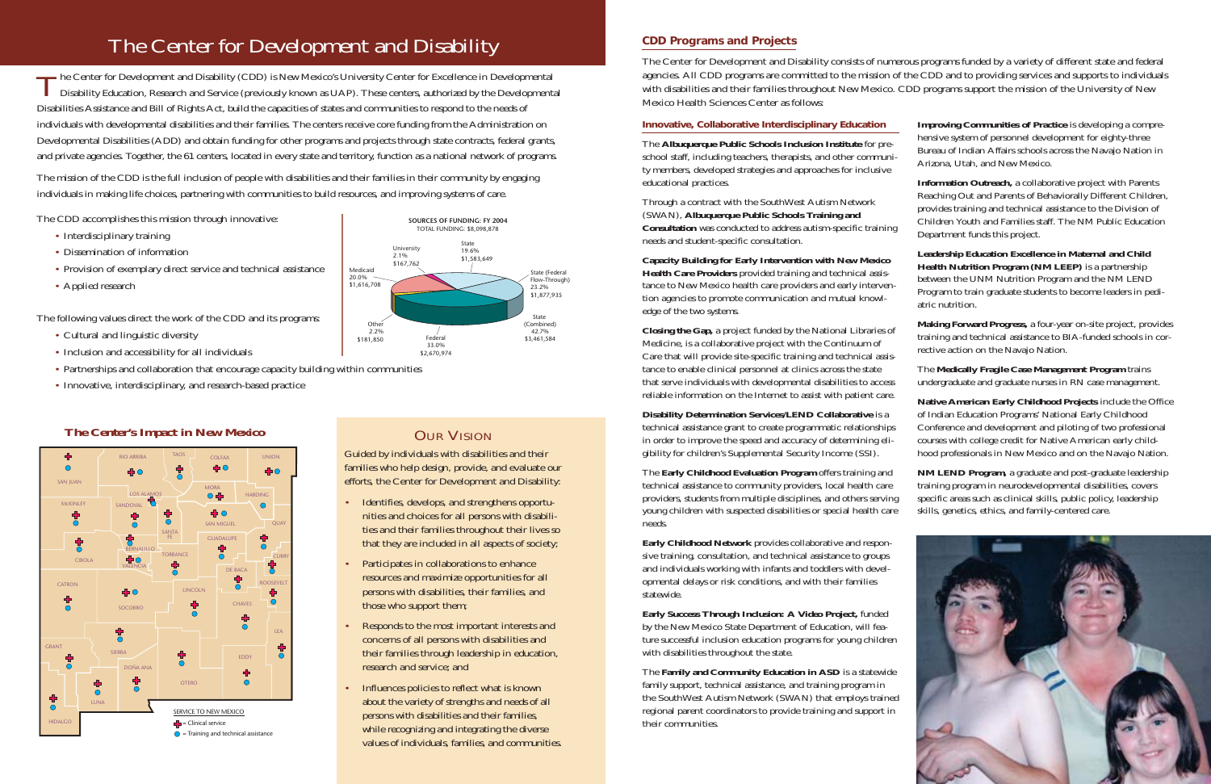# The Center for Development and Disability

The Center for Development and Disability (CDD) is New Mexico's University Center for Excellence in Developmental Disability Education, Research and Service (previously known as UAP). These centers, authorized by the Developmental Disabilities Assistance and Bill of Rights Act, build the capacities of states and communities to respond to the needs of individuals with developmental disabilities and their families. The centers receive core funding from the Administration on Developmental Disabilities (ADD) and obtain funding for other programs and projects through state contracts, federal grants, and private agencies. Together, the 61 centers, located in every state and territory, function as a national network of programs.

The mission of the CDD is the full inclusion of people with disabilities and their families in their community by engaging individuals in making life choices, partnering with communities to build resources, and improving systems of care.

The CDD accomplishes this mission through innovative:

- Interdisciplinary training
- Dissemination of information
- Provision of exemplary direct service and technical assistance
- Applied research

The following values direct the work of the CDD and its programs:

- Cultural and linguistic diversity
- Inclusion and accessibility for all individuals
- Partnerships and collaboration that encourage capacity building within communities
- Innovative, interdisciplinary, and research-based practice

SOURCES OF FUNDING: FY 2004
TOTAL FUNDING: $8,098,878

University 2.1% $167,762
State 19.6% $1,583,649
State (Federal Flow-Through) 23.2% $1,877,935
State (Combined) 42.7% $3,461,584
Federal 33.0% $2,670,974
Other 2.2% $181,850
Medicaid 20.0% $1,616,708

### The Center's Impact in New Mexico

RIO ARRIBA, TAOS, COLFAX, UNION, SAN JUAN, MORA, HARDING, LOS ALAMOS, McKINLEY, SANDOVAL, SAN MIGUEL, QUAY, SANTA FE, GUADALUPE, BERNALILLO, CIBOLA, TORRANCE, CURRY, VALENCIA, DE BACA, ROOSEVELT, CATRON, LINCOLN, SOCORRO, CHAVES, LEA, GRANT, SIERRA, EDDY, DOÑA ANA, OTERO, LUNA, HIDALGO

SERVICE TO NEW MEXICO
= Clinical service
= Training and technical assistance

## Our Vision

Guided by individuals with disabilities and their families who help design, provide, and evaluate our efforts, the Center for Development and Disability:

- Identifies, develops, and strengthens opportunities and choices for all persons with disabilities and their families throughout their lives so that they are included in all aspects of society;
- Participates in collaborations to enhance resources and maximize opportunities for all persons with disabilities, their families, and those who support them;
- Responds to the most important interests and concerns of all persons with disabilities and their families through leadership in education, research and service; and
- Influences policies to reflect what is known about the variety of strengths and needs of all persons with disabilities and their families, while recognizing and integrating the diverse values of individuals, families, and communities.

## CDD Programs and Projects

The Center for Development and Disability consists of numerous programs funded by a variety of different state and federal agencies. All CDD programs are committed to the mission of the CDD and to providing services and supports to individuals with disabilities and their families throughout New Mexico. CDD programs support the mission of the University of New Mexico Health Sciences Center as follows:

### Innovative, Collaborative Interdisciplinary Education

The **Albuquerque Public Schools Inclusion Institute** for preschool staff, including teachers, therapists, and other community members, developed strategies and approaches for inclusive educational practices.

Through a contract with the SouthWest Autism Network (SWAN), **Albuquerque Public Schools Training and Consultation** was conducted to address autism-specific training needs and student-specific consultation.

**Capacity Building for Early Intervention with New Mexico Health Care Providers** provided training and technical assistance to New Mexico health care providers and early intervention agencies to promote communication and mutual knowledge of the two systems.

**Closing the Gap,** a project funded by the National Libraries of Medicine, is a collaborative project with the Continuum of Care that will provide site-specific training and technical assistance to enable clinical personnel at clinics across the state that serve individuals with developmental disabilities to access reliable information on the Internet to assist with patient care.

**Disability Determination Services/LEND Collaborative** is a technical assistance grant to create programmatic relationships in order to improve the speed and accuracy of determining eligibility for children's Supplemental Security Income (SSI).

The **Early Childhood Evaluation Program** offers training and technical assistance to community providers, local health care providers, students from multiple disciplines, and others serving young children with suspected disabilities or special health care needs.

**Early Childhood Network** provides collaborative and responsive training, consultation, and technical assistance to groups and individuals working with infants and toddlers with developmental delays or risk conditions, and with their families statewide.

**Early Success Through Inclusion: A Video Project,** funded by the New Mexico State Department of Education, will feature successful inclusion education programs for young children with disabilities throughout the state.

The **Family and Community Education in ASD** is a statewide family support, technical assistance, and training program in the SouthWest Autism Network (SWAN) that employs trained regional parent coordinators to provide training and support in their communities.

**Improving Communities of Practice** is developing a comprehensive system of personnel development for eighty-three Bureau of Indian Affairs schools across the Navajo Nation in Arizona, Utah, and New Mexico.

**Information Outreach,** a collaborative project with Parents Reaching Out and Parents of Behaviorally Different Children, provides training and technical assistance to the Division of Children Youth and Families staff. The NM Public Education Department funds this project.

**Leadership Education Excellence in Maternal and Child Health Nutrition Program (NM LEEP)** is a partnership between the UNM Nutrition Program and the NM LEND Program to train graduate students to become leaders in pediatric nutrition.

**Making Forward Progress,** a four-year on-site project, provides training and technical assistance to BIA-funded schools in corrective action on the Navajo Nation.

The **Medically Fragile Case Management Program** trains undergraduate and graduate nurses in RN case management.

**Native American Early Childhood Projects** include the Office of Indian Education Programs' National Early Childhood Conference and development and piloting of two professional courses with college credit for Native American early childhood professionals in New Mexico and on the Navajo Nation.

**NM LEND Program**, a graduate and post-graduate leadership training program in neurodevelopmental disabilities, covers specific areas such as clinical skills, public policy, leadership skills, genetics, ethics, and family-centered care.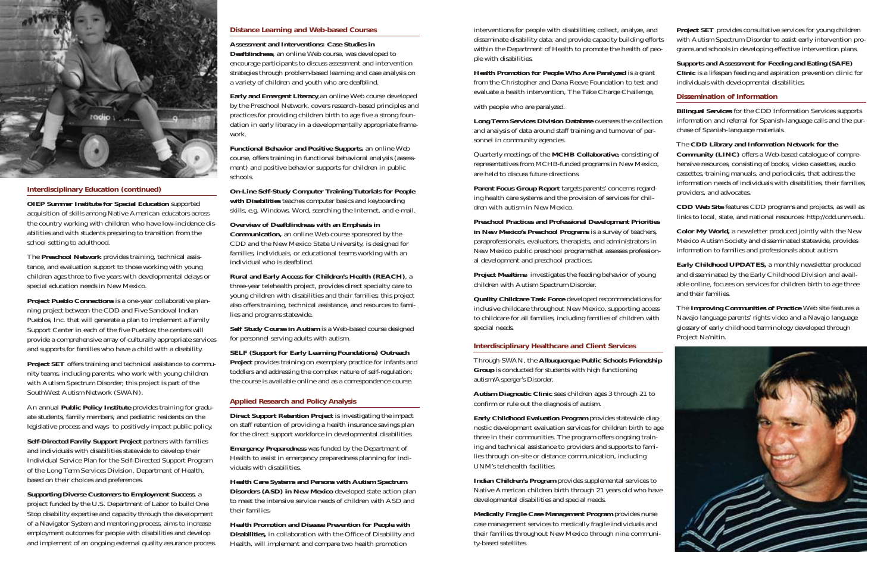## Interdisciplinary Education (continued)

**OIEP Summer Institute for Special Education** supported acquisition of skills among Native American educators across the country working with children who have low-incidence disabilities and with students preparing to transition from the school setting to adulthood.

The **Preschool Network** provides training, technical assistance, and evaluation support to those working with young children ages three to five years with developmental delays or special education needs in New Mexico.

**Project Pueblo Connections** is a one-year collaborative planning project between the CDD and Five Sandoval Indian Pueblos, Inc. that will generate a plan to implement a Family Support Center in each of the five Pueblos; the centers will provide a comprehensive array of culturally appropriate services and supports for families who have a child with a disability.

**Project SET** offers training and technical assistance to community teams, including parents, who work with young children with Autism Spectrum Disorder; this project is part of the SouthWest Autism Network (SWAN).

An annual **Public Policy Institute** provides training for graduate students, family members, and pediatric residents on the legislative process and ways to positively impact public policy.

**Self-Directed Family Support Project** partners with families and individuals with disabilities statewide to develop their Individual Service Plan for the Self-Directed Support Program of the Long Term Services Division, Department of Health, based on their choices and preferences.

**Supporting Diverse Customers to Employment Success**, a project funded by the U.S. Department of Labor to build One Stop disability expertise and capacity through the development of a Navigator System and mentoring process, aims to increase employment outcomes for people with disabilities and develop and implement of an ongoing external quality assurance process.

## Distance Learning and Web-based Courses

**Assessment and Interventions: Case Studies in Deafblindness**, an online Web course, was developed to encourage participants to discuss assessment and intervention strategies through problem-based learning and case analysis on a variety of children and youth who are deafblind.

**Early and Emergent Literacy**, an online Web course developed by the Preschool Network, covers research-based principles and practices for providing children birth to age five a strong foundation in early literacy in a developmentally appropriate framework.

**Functional Behavior and Positive Supports**, an online Web course, offers training in functional behavioral analysis (assessment) and positive behavior supports for children in public schools.

**On-Line Self-Study Computer Training Tutorials for People with Disabilities** teaches computer basics and keyboarding skills, e.g. Windows, Word, searching the Internet, and e-mail.

**Overview of Deafblindness with an Emphasis in Communication,** an online Web course sponsored by the CDD and the New Mexico State University, is designed for families, individuals, or educational teams working with an individual who is deafblind.

**Rural and Early Access for Children's Health (REACH)**, a three-year telehealth project, provides direct specialty care to young children with disabilities and their families; this project also offers training, technical assistance, and resources to families and programs statewide.

**Self Study Course in Autism** is a Web-based course designed for personnel serving adults with autism.

**SELF (Support for Early Learning Foundations) Outreach Project** provides training on exemplary practice for infants and toddlers and addressing the complex nature of self-regulation; the course is available online and as a correspondence course.

## Applied Research and Policy Analysis

**Direct Support Retention Project** is investigating the impact on staff retention of providing a health insurance savings plan for the direct support workforce in developmental disabilities.

**Emergency Preparedness** was funded by the Department of Health to assist in emergency preparedness planning for individuals with disabilities.

**Health Care Systems and Persons with Autism Spectrum Disorders (ASD) in New Mexico** developed state action plan to meet the intensive service needs of children with ASD and their families.

**Health Promotion and Disease Prevention for People with Disabilities,** in collaboration with the Office of Disability and Health, will implement and compare two health promotion interventions for people with disabilities; collect, analyze, and disseminate disability data; and provide capacity building efforts within the Department of Health to promote the health of people with disabilities.

**Health Promotion for People Who Are Paralyzed** is a grant from the Christopher and Dana Reeve Foundation to test and evaluate a health intervention, The Take Charge Challenge,

with people who are paralyzed.

**Long Term Services Division Database** oversees the collection and analysis of data around staff training and turnover of personnel in community agencies.

Quarterly meetings of the **MCHB Collaborative**, consisting of representatives from MCHB-funded programs in New Mexico, are held to discuss future directions.

**Parent Focus Group Report** targets parents' concerns regarding health care systems and the provision of services for children with autism in New Mexico.

**Preschool Practices and Professional Development Priorities in New Mexico's Preschool Programs** is a survey of teachers, paraprofessionals, evaluators, therapists, and administrators in New Mexico public preschool programsthat assesses professional development and preschool practices.

**Project Mealtime** investigates the feeding behavior of young children with Autism Spectrum Disorder.

**Quality Childcare Task Force** developed recommendations for inclusive childcare throughout New Mexico, supporting access to childcare for all families, including families of children with special needs.

## Interdisciplinary Healthcare and Client Services

Through SWAN, the **Albuquerque Public Schools Friendship Group** is conducted for students with high functioning autism/Asperger's Disorder.

**Autism Diagnostic Clinic** sees children ages 3 through 21 to confirm or rule out the diagnosis of autism.

**Early Childhood Evaluation Program** provides statewide diagnostic development evaluation services for children birth to age three in their communities. The program offers ongoing training and technical assistance to providers and supports to families through on-site or distance communication, including UNM's telehealth facilities.

**Indian Children's Program** provides supplemental services to Native American children birth through 21 years old who have developmental disabilities and special needs.

**Medically Fragile Case Management Program** provides nurse case management services to medically fragile individuals and their families throughout New Mexico through nine community-based satellites.

**Project SET** provides consultative services for young children with Autism Spectrum Disorder to assist early intervention programs and schools in developing effective intervention plans.

**Supports and Assessment for Feeding and Eating (SAFE) Clinic** is a lifespan feeding and aspiration prevention clinic for individuals with developmental disabilities.

## Dissemination of Information

**Bilingual Services** for the CDD Information Services supports information and referral for Spanish-language calls and the purchase of Spanish-language materials.

The **CDD Library and Information Network for the Community (LINC)** offers a Web-based catalogue of comprehensive resources, consisting of books, video cassettes, audio cassettes, training manuals, and periodicals, that address the information needs of individuals with disabilities, their families, providers, and advocates.

**CDD Web Site** features CDD programs and projects, as well as links to local, state, and national resources: http://cdd.unm.edu.

**Color My World,** a newsletter produced jointly with the New Mexico Autism Society and disseminated statewide, provides information to families and professionals about autism.

**Early Childhood UPDATES,** a monthly newsletter produced and disseminated by the Early Childhood Division and available online, focuses on services for children birth to age three and their families.

The **Improving Communities of Practice** Web site features a Navajo language parents' rights video and a Navajo language glossary of early childhood terminology developed through Project Na'nitin.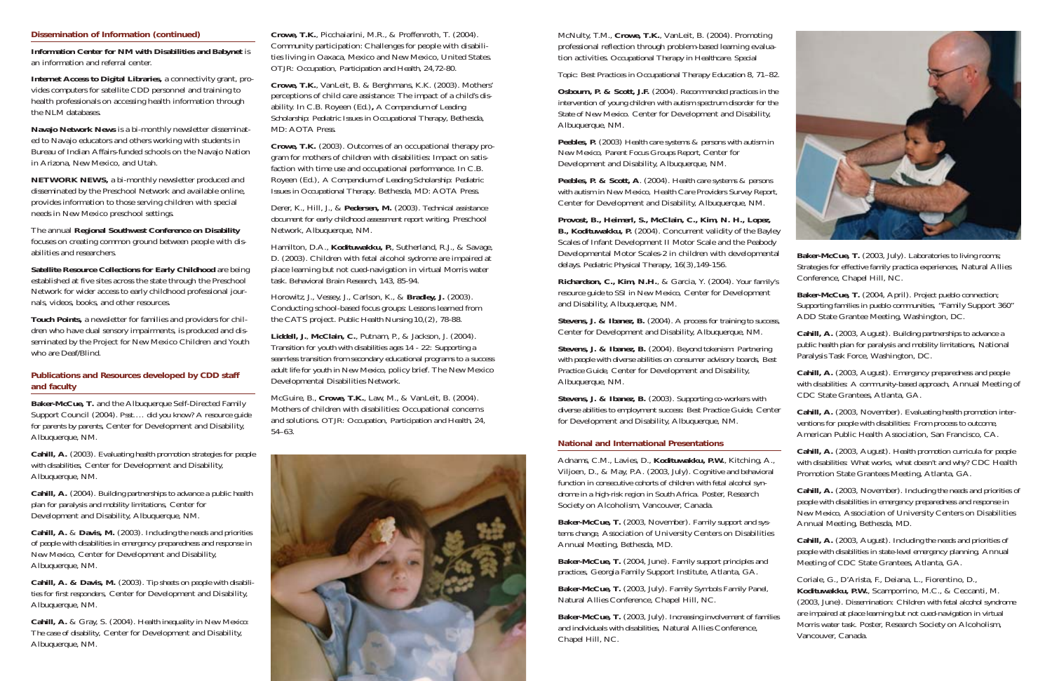### Dissemination of Information (continued)

**Information Center for NM with Disabilities and Babynet** is an information and referral center.

**Internet Access to Digital Libraries,** a connectivity grant, provides computers for satellite CDD personnel and training to health professionals on accessing health information through the NLM databases.

**Navajo Network News** is a bi-monthly newsletter disseminated to Navajo educators and others working with students in Bureau of Indian Affairs-funded schools on the Navajo Nation in Arizona, New Mexico, and Utah.

**NETWORK NEWS,** a bi-monthly newsletter produced and disseminated by the Preschool Network and available online, provides information to those serving children with special needs in New Mexico preschool settings.

The annual **Regional Southwest Conference on Disability** focuses on creating common ground between people with disabilities and researchers.

**Satellite Resource Collections for Early Childhood** are being established at five sites across the state through the Preschool Network for wider access to early childhood professional journals, videos, books, and other resources.

**Touch Points**, a newsletter for families and providers for children who have dual sensory impairments, is produced and disseminated by the Project for New Mexico Children and Youth who are Deaf/Blind.

### Publications and Resources developed by CDD staff and faculty

**Baker-McCue, T.** and the Albuquerque Self-Directed Family Support Council (2004). Psst…. did you know? A resource guide for parents by parents, Center for Development and Disability, Albuquerque, NM.

**Cahill, A.** (2003). Evaluating health promotion strategies for people with disabilities, Center for Development and Disability, Albuquerque, NM.

**Cahill, A.** (2004). Building partnerships to advance a public health plan for paralysis and mobility limitations, Center for Development and Disability, Albuquerque, NM.

**Cahill, A.** & **Davis, M.** (2003). Including the needs and priorities of people with disabilities in emergency preparedness and response in New Mexico, Center for Development and Disability, Albuquerque, NM.

**Cahill, A. & Davis, M.** (2003). Tip sheets on people with disabilities for first responders, Center for Development and Disability, Albuquerque, NM.

**Cahill, A.** & Gray, S. (2004). Health inequality in New Mexico: The case of disability, Center for Development and Disability, Albuquerque, NM.

**Crowe, T.K.**, Picchaiarini, M.R., & Proffenroth, T. (2004). Community participation: Challenges for people with disabilities living in Oaxaca, Mexico and New Mexico, United States. OTJR: Occupation, Participation and Health, 24,72-80.

**Crowe, T.K.**, VanLeit, B. & Berghmans, K.K. (2003). Mothers' perceptions of child care assistance: The impact of a child's disability. In C.B. Royeen (Ed.)**,** A Compendium of Leading Scholarship: Pediatric Issues in Occupational Therapy, Bethesda, MD: AOTA Press.

**Crowe, T.K.** (2003). Outcomes of an occupational therapy program for mothers of children with disabilities: Impact on satisfaction with time use and occupational performance. In C.B. Royeen (Ed.), A Compendium of Leading Scholarship: Pediatric Issues in Occupational Therapy. Bethesda, MD: AOTA Press.

Derer, K., Hill, J., & **Pedersen, M.** (2003). Technical assistance document for early childhood assessment report writing. Preschool Network, Albuquerque, NM.

Hamilton, D.A., **Kodituwakku, P.**, Sutherland, R.J., & Savage, D. (2003). Children with fetal alcohol sydrome are impaired at place learning but not cued-navigation in virtual Morris water task. Behavioral Brain Research, 143, 85-94.

Horowitz, J., Vessey, J., Carlson, K., & **Bradley, J.** (2003). Conducting school-based focus groups: Lessons learned from the CATS project. Public Health Nursing 10,(2), 78-88.

**Liddell, J.**, **McClain, C.**, Putnam, P., & Jackson, J. (2004). Transition for youth with disabilities ages 14 - 22: Supporting a seamless transition from secondary educational programs to a success adult life for youth in New Mexico, policy brief. The New Mexico Developmental Disabilities Network.

McGuire, B., **Crowe, T.K.**, Law, M., & VanLeit, B. (2004). Mothers of children with disabilities: Occupational concerns and solutions. OTJR: Occupation, Participation and Health, 24, 54–63.

McNulty, T.M., **Crowe, T.K.**, VanLeit, B. (2004). Promoting professional reflection through problem-based learning evaluation activities. Occupational Therapy in Healthcare. Special Topic: Best Practices in Occupational Therapy Education 8, 71–82.

**Osbourn, P. & Scott, J.F.** (2004). Recommended practices in the intervention of young children with autism spectrum disorder for the State of New Mexico. Center for Development and Disability, Albuquerque, NM.

**Peebles, P.** (2003) Health care systems & persons with autism in New Mexico, Parent Focus Groups Report, Center for Development and Disability, Albuquerque, NM.

**Peebles, P. & Scott, A**. (2004). Health care systems & persons with autism in New Mexico, Health Care Providers Survey Report, Center for Development and Disability, Albuquerque, NM.

**Provost, B., Heimerl, S., McClain, C., Kim, N. H., Lopez, B., Kodituwakku, P.** (2004). Concurrent validity of the Bayley Scales of Infant Development II Motor Scale and the Peabody Developmental Motor Scales-2 in children with developmental delays. Pediatric Physical Therapy, 16(3),149-156.

**Richardson, C., Kim, N.H.**, & Garcia, Y. (2004). Your family's resource guide to SSI in New Mexico, Center for Development and Disability, Albuquerque, NM.

**Stevens, J. & Ibanez, B.** (2004). A process for training to success, Center for Development and Disability, Albuquerque, NM.

**Stevens, J. & Ibanez, B.** (2004). Beyond tokenism: Partnering with people with diverse abilities on consumer advisory boards, Best Practice Guide, Center for Development and Disability, Albuquerque, NM.

**Stevens, J. & Ibanez, B.** (2003). Supporting co-workers with diverse abilities to employment success: Best Practice Guide, Center for Development and Disability, Albuquerque, NM.

### National and International Presentations

Adnams, C.M., Lavies, D., **Kodituwakku, P.W.**, Kitching, A., Viljoen, D., & May, P.A. (2003, July). Cognitive and behavioral function in consecutive cohorts of children with fetal alcohol syndrome in a high-risk region in South Africa. Poster, Research Society on Alcoholism, Vancouver, Canada.

**Baker-McCue, T.** (2003, November). Family support and systems change, Association of University Centers on Disabilities Annual Meeting, Bethesda, MD.

**Baker-McCue, T.** (2004, June). Family support principles and practices, Georgia Family Support Institute, Atlanta, GA.

**Baker-McCue, T.** (2003, July). Family Symbols Family Panel, Natural Allies Conference, Chapel Hill, NC.

**Baker-McCue, T.** (2003, July). Increasing involvement of families and individuals with disabilities, Natural Allies Conference, Chapel Hill, NC.

**Baker-McCue, T.** (2003, July). Laboratories to living rooms; Strategies for effective family practica experiences, Natural Allies Conference, Chapel Hill, NC.

**Baker-McCue, T.** (2004, April). Project pueblo connection; Supporting families in pueblo communities, "Family Support 360" ADD State Grantee Meeting, Washington, DC.

**Cahill, A.** (2003, August). Building partnerships to advance a public health plan for paralysis and mobility limitations, National Paralysis Task Force, Washington, DC.

**Cahill, A.** (2003, August). Emergency preparedness and people with disabilities: A community-based approach, Annual Meeting of CDC State Grantees, Atlanta, GA.

**Cahill, A.** (2003, November). Evaluating health promotion interventions for people with disabilities: From process to outcome, American Public Health Association, San Francisco, CA.

**Cahill, A.** (2003, August). Health promotion curricula for people with disabilities: What works, what doesn't and why? CDC Health Promotion State Grantees Meeting, Atlanta, GA.

**Cahill, A.** (2003, November). Including the needs and priorities of people with disabilities in emergency preparedness and response in New Mexico, Association of University Centers on Disabilities Annual Meeting, Bethesda, MD.

**Cahill, A.** (2003, August). Including the needs and priorities of people with disabilities in state-level emergency planning, Annual Meeting of CDC State Grantees, Atlanta, GA.

Coriale, G., D'Arista, F., Deiana, L., Fiorentino, D., **Kodituwakku, P.W.**, Scamporrino, M.C., & Ceccanti, M. (2003, June). Dissemination: Children with fetal alcohol syndrome are impaired at place learning but not cued-navigation in virtual Morris water task. Poster, Research Society on Alcoholism, Vancouver, Canada.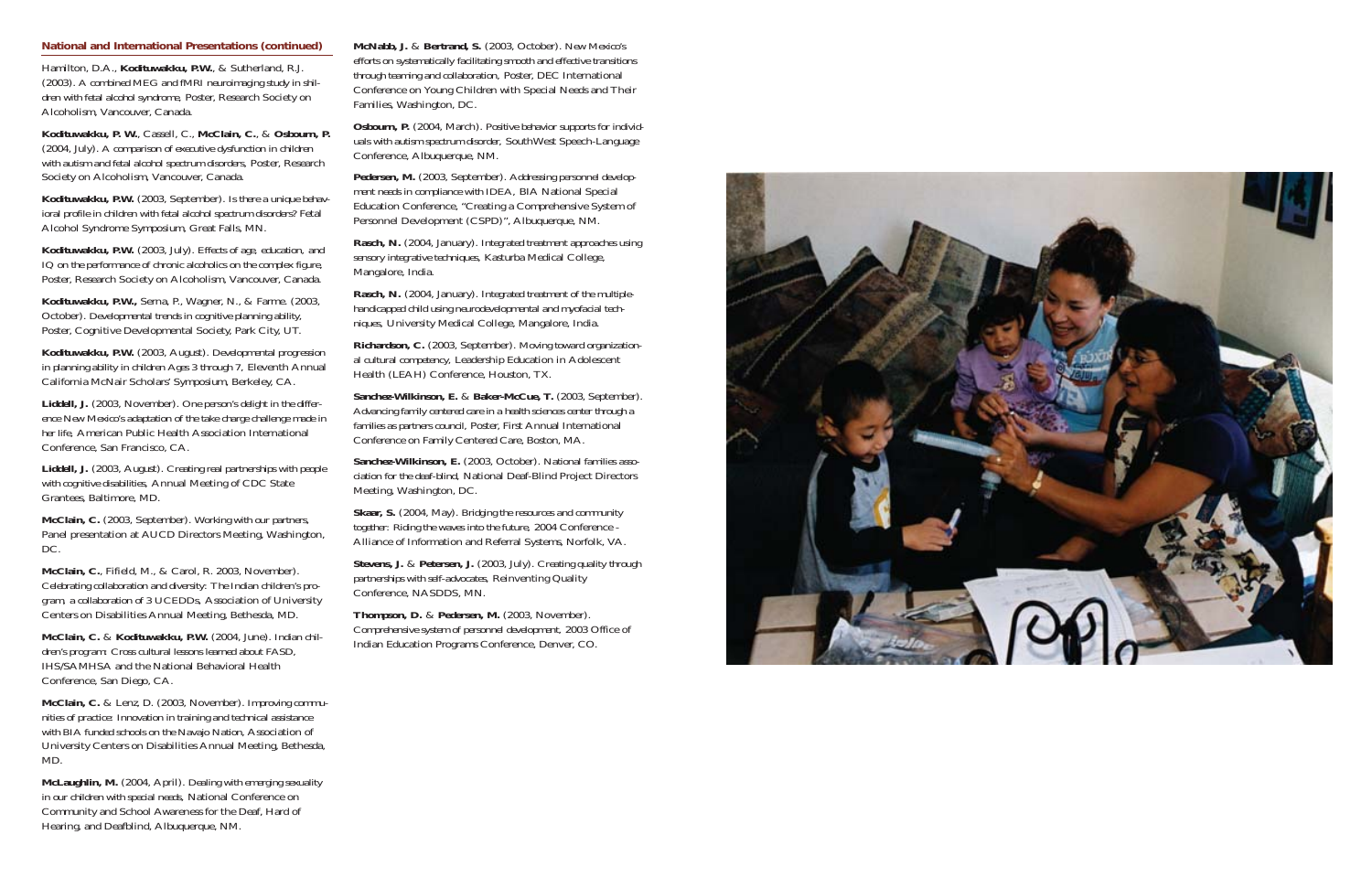### National and International Presentations (continued)

Hamilton, D.A., **Kodituwakku, P.W.**, & Sutherland, R.J. (2003). *A combined MEG and fMRI neuroimaging study in shildren with fetal alcohol syndrome*, Poster, Research Society on Alcoholism, Vancouver, Canada.

**Kodituwakku, P. W.**, Cassell, C., **McClain, C.**, & **Osbourn, P.** (2004, July). *A comparison of executive dysfunction in children with autism and fetal alcohol spectrum disorders*, Poster, Research Society on Alcoholism, Vancouver, Canada.

**Kodituwakku, P.W.** (2003, September). *Is there a unique behavioral profile in children with fetal alcohol spectrum disorders?* Fetal Alcohol Syndrome Symposium, Great Falls, MN.

**Kodituwakku, P.W.** (2003, July). *Effects of age, education, and IQ on the performance of chronic alcoholics on the complex figure*, Poster, Research Society on Alcoholism, Vancouver, Canada.

**Kodituwakku, P.W.,** Serna, P., Wagner, N., & Farme. (2003, October). *Developmental trends in cognitive planning ability*, Poster, Cognitive Developmental Society, Park City, UT.

**Kodituwakku, P.W.** (2003, August). *Developmental progression in planning ability in children Ages 3 through 7*, Eleventh Annual California McNair Scholars' Symposium, Berkeley, CA.

**Liddell, J.** (2003, November). *One person's delight in the difference New Mexico's adaptation of the take charge challenge made in her life*, American Public Health Association International Conference, San Francisco, CA.

**Liddell, J.** (2003, August). *Creating real partnerships with people with cognitive disabilities*, Annual Meeting of CDC State Grantees, Baltimore, MD.

**McClain, C.** (2003, September). *Working with our partners*, Panel presentation at AUCD Directors Meeting, Washington, DC.

**McClain, C.**, Fifield, M., & Carol, R. 2003, November). *Celebrating collaboration and diversity: The Indian children's program, a collaboration of 3 UCEDDs*, Association of University Centers on Disabilities Annual Meeting, Bethesda, MD.

**McClain, C.** & **Kodituwakku, P.W.** (2004, June). *Indian children's program: Cross cultural lessons learned about FASD*, IHS/SAMHSA and the National Behavioral Health Conference, San Diego, CA.

**McClain, C.** & Lenz, D. (2003, November). *Improving communities of practice: Innovation in training and technical assistance with BIA funded schools on the Navajo Nation*, Association of University Centers on Disabilities Annual Meeting, Bethesda, MD.

**McLaughlin, M.** (2004, April). *Dealing with emerging sexuality in our children with special needs*, National Conference on Community and School Awareness for the Deaf, Hard of Hearing, and Deafblind, Albuquerque, NM.

**McNabb, J.** & **Bertrand, S.** (2003, October). *New Mexico's efforts on systematically facilitating smooth and effective transitions through teaming and collaboration*, Poster, DEC International Conference on Young Children with Special Needs and Their Families, Washington, DC.

**Osbourn, P.** (2004, March). *Positive behavior supports for individuals with autism spectrum disorder*, SouthWest Speech-Language Conference, Albuquerque, NM.

**Pedersen, M.** (2003, September). *Addressing personnel development needs in compliance with IDEA*, BIA National Special Education Conference, "Creating a Comprehensive System of Personnel Development (CSPD)", Albuquerque, NM.

**Rasch, N.** (2004, January). *Integrated treatment approaches using sensory integrative techniques*, Kasturba Medical College, Mangalore, India.

**Rasch, N.** (2004, January). *Integrated treatment of the multiple-handicapped child using neurodevelopmental and myofacial techniques*, University Medical College, Mangalore, India.

**Richardson, C.** (2003, September). *Moving toward organizational cultural competency*, Leadership Education in Adolescent Health (LEAH) Conference, Houston, TX.

**Sanchez-Wilkinson, E.** & **Baker-McCue, T.** (2003, September). *Advancing family centered care in a health sciences center through a families as partners council*, Poster, First Annual International Conference on Family Centered Care, Boston, MA.

**Sanchez-Wilkinson, E.** (2003, October). *National families association for the deaf-blind*, National Deaf-Blind Project Directors Meeting, Washington, DC.

**Skaar, S.** (2004, May). *Bridging the resources and community together: Riding the waves into the future*, 2004 Conference - Alliance of Information and Referral Systems, Norfolk, VA.

**Stevens, J.** & **Petersen, J.** (2003, July). *Creating quality through partnerships with self-advocates*, Reinventing Quality Conference, NASDDS, MN.

**Thompson, D.** & **Pedersen, M.** (2003, November). *Comprehensive system of personnel development*, 2003 Office of Indian Education Programs Conference, Denver, CO.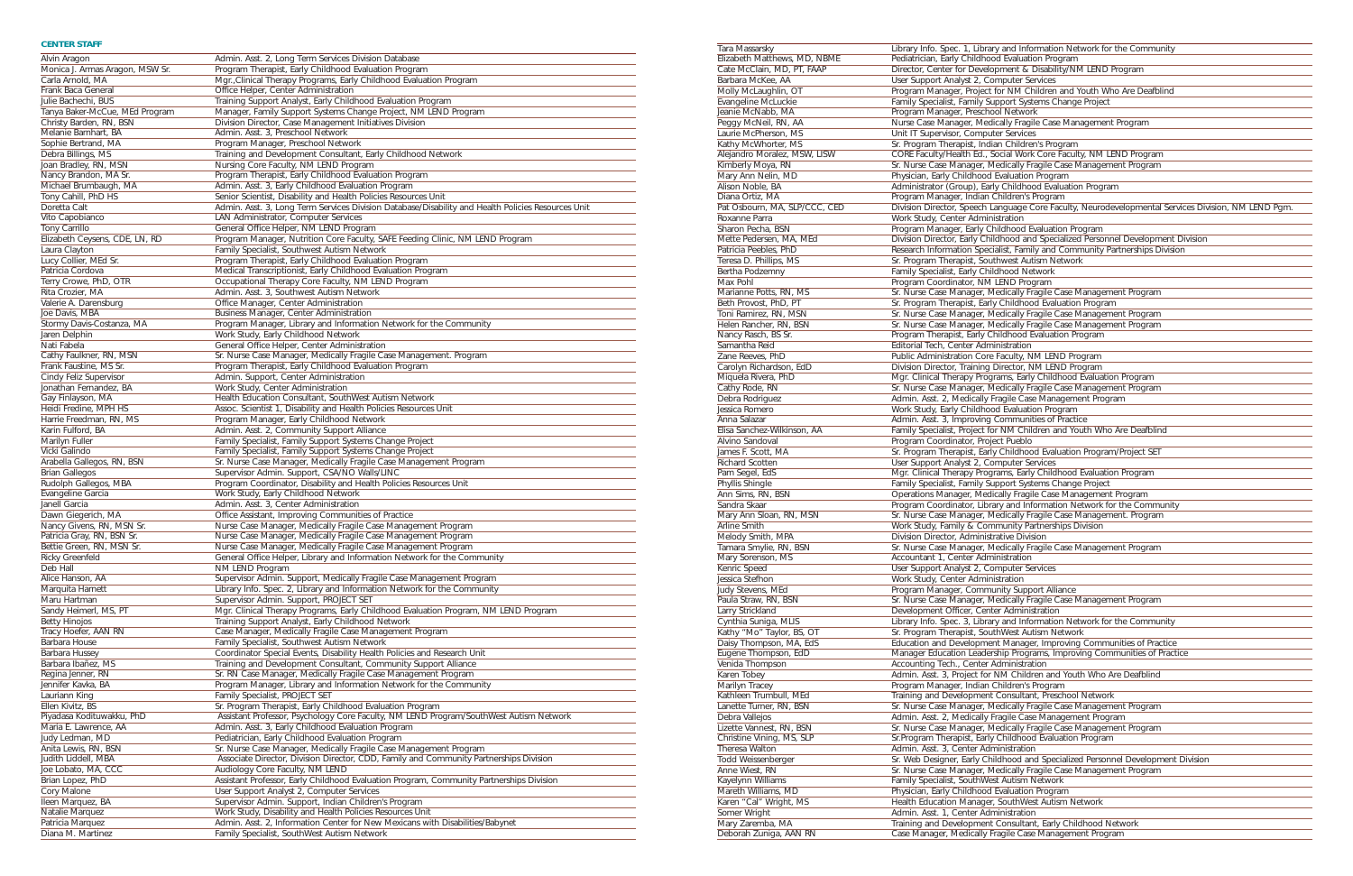## CENTER STAFF

| | |
|---|---|
| Alvin Aragon | Admin. Asst. 2, Long Term Services Division Database |
| Monica J. Armas Aragon, MSW Sr. | Program Therapist, Early Childhood Evaluation Program |
| Carla Arnold, MA | Mgr.,Clinical Therapy Programs, Early Childhood Evaluation Program |
| Frank Baca General | Office Helper, Center Administration |
| Julie Bachechi, BUS | Training Support Analyst, Early Childhood Evaluation Program |
| Tanya Baker-McCue, MEd Program | Manager, Family Support Systems Change Project, NM LEND Program |
| Christy Barden, RN, BSN | Division Director, Case Management Initiatives Division |
| Melanie Barnhart, BA | Admin. Asst. 3, Preschool Network |
| Sophie Bertrand, MA | Program Manager, Preschool Network |
| Debra Billings, MS | Training and Development Consultant, Early Childhood Network |
| Joan Bradley, RN, MSN | Nursing Core Faculty, NM LEND Program |
| Nancy Brandon, MA Sr. | Program Therapist, Early Childhood Evaluation Program |
| Michael Brumbaugh, MA | Admin. Asst. 3, Early Childhood Evaluation Program |
| Tony Cahill, PhD HS | Senior Scientist, Disability and Health Policies Resources Unit |
| Doretta Calt | Admin. Asst. 3, Long Term Services Division Database/Disability and Health Policies Resources Unit |
| Vito Capobianco | LAN Administrator, Computer Services |
| Tony Carrillo | General Office Helper, NM LEND Program |
| Elizabeth Ceysens, CDE, LN, RD | Program Manager, Nutrition Core Faculty, SAFE Feeding Clinic, NM LEND Program |
| Laura Clayton | Family Specialist, Southwest Autism Network |
| Lucy Collier, MEd Sr. | Program Therapist, Early Childhood Evaluation Program |
| Patricia Cordova | Medical Transcriptionist, Early Childhood Evaluation Program |
| Terry Crowe, PhD, OTR | Occupational Therapy Core Faculty, NM LEND Program |
| Rita Crozier, MA | Admin. Asst. 3, Southwest Autism Network |
| Valerie A. Darensburg | Office Manager, Center Administration |
| Joe Davis, MBA | Business Manager, Center Administration |
| Stormy Davis-Costanza, MA | Program Manager, Library and Information Network for the Community |
| Jaren Delphin | Work Study, Early Childhood Network |
| Nati Fabela | General Office Helper, Center Administration |
| Cathy Faulkner, RN, MSN | Sr. Nurse Case Manager, Medically Fragile Case Management. Program |
| Frank Faustine, MS Sr. | Program Therapist, Early Childhood Evaluation Program |
| Cindy Feliz Supervisor | Admin. Support, Center Administration |
| Jonathan Fernandez, BA | Work Study, Center Administration |
| Gay Finlayson, MA | Health Education Consultant, SouthWest Autism Network |
| Heidi Fredine, MPH HS | Assoc. Scientist 1, Disability and Health Policies Resources Unit |
| Harrie Freedman, RN, MS | Program Manager, Early Childhood Network |
| Karin Fulford, BA | Admin. Asst. 2, Community Support Alliance |
| Marilyn Fuller | Family Specialist, Family Support Systems Change Project |
| Vicki Galindo | Family Specialist, Family Support Systems Change Project |
| Arabella Gallegos, RN, BSN | Sr. Nurse Case Manager, Medically Fragile Case Management Program |
| Brian Gallegos | Supervisor Admin. Support, CSA/NO Walls/LINC |
| Rudolph Gallegos, MBA | Program Coordinator, Disability and Health Policies Resources Unit |
| Evangeline Garcia | Work Study, Early Childhood Network |
| Janell Garcia | Admin. Asst. 3, Center Administration |
| Dawn Giegerich, MA | Office Assistant, Improving Communities of Practice |
| Nancy Givens, RN, MSN Sr. | Nurse Case Manager, Medically Fragile Case Management Program |
| Patricia Gray, RN, BSN Sr. | Nurse Case Manager, Medically Fragile Case Management Program |
| Bettie Green, RN, MSN Sr. | Nurse Case Manager, Medically Fragile Case Management Program |
| Ricky Greenfeld | General Office Helper, Library and Information Network for the Community |
| Deb Hall | NM LEND Program |
| Alice Hanson, AA | Supervisor Admin. Support, Medically Fragile Case Management Program |
| Marquita Harnett | Library Info. Spec. 2, Library and Information Network for the Community |
| Maru Hartman | Supervisor Admin. Support, PROJECT SET |
| Sandy Heimerl, MS, PT | Mgr. Clinical Therapy Programs, Early Childhood Evaluation Program, NM LEND Program |
| Betty Hinojos | Training Support Analyst, Early Childhood Network |
| Tracy Hoefer, AAN RN | Case Manager, Medically Fragile Case Management Program |
| Barbara House | Family Specialist, Southwest Autism Network |
| Barbara Hussey | Coordinator Special Events, Disability Health Policies and Research Unit |
| Barbara Ibañez, MS | Training and Development Consultant, Community Support Alliance |
| Regina Jenner, RN | Sr. RN Case Manager, Medically Fragile Case Management Program |
| Jennifer Kavka, BA | Program Manager, Library and Information Network for the Community |
| Lauriann King | Family Specialist, PROJECT SET |
| Ellen Kivitz, BS | Sr. Program Therapist, Early Childhood Evaluation Program |
| Piyadasa Kodituwakku, PhD | Assistant Professor, Psychology Core Faculty, NM LEND Program/SouthWest Autism Network |
| Maria E. Lawrence, AA | Admin. Asst. 3, Early Childhood Evaluation Program |
| Judy Ledman, MD | Pediatrician, Early Childhood Evaluation Program |
| Anita Lewis, RN, BSN | Sr. Nurse Case Manager, Medically Fragile Case Management Program |
| Judith Liddell, MBA | Associate Director, Division Director, CDD, Family and Community Partnerships Division |
| Joe Lobato, MA, CCC | Audiology Core Faculty, NM LEND |
| Brian Lopez, PhD | Assistant Professor, Early Childhood Evaluation Program, Community Partnerships Division |
| Cory Malone | User Support Analyst 2, Computer Services |
| Ileen Marquez, BA | Supervisor Admin. Support, Indian Children's Program |
| Natalie Marquez | Work Study, Disability and Health Policies Resources Unit |
| Patricia Marquez | Admin. Asst. 2, Information Center for New Mexicans with Disabilities/Babynet |
| Diana M. Martinez | Family Specialist, SouthWest Autism Network |
| Tara Massarsky | Library Info. Spec. 1, Library and Information Network for the Community |
| Elizabeth Matthews, MD, NBME | Pediatrician, Early Childhood Evaluation Program |
| Cate McClain, MD, PT, FAAP | Director, Center for Development & Disability/NM LEND Program |
| Barbara McKee, AA | User Support Analyst 2, Computer Services |
| Molly McLaughlin, OT | Program Manager, Project for NM Children and Youth Who Are Deafblind |
| Evangeline McLuckie | Family Specialist, Family Support Systems Change Project |
| Jeanie McNabb, MA | Program Manager, Preschool Network |
| Peggy McNeil, RN, AA | Nurse Case Manager, Medically Fragile Case Management Program |
| Laurie McPherson, MS | Unit IT Supervisor, Computer Services |
| Kathy McWhorter, MS | Sr. Program Therapist, Indian Children's Program |
| Alejandro Moralez, MSW, LISW | CORE Faculty/Health Ed., Social Work Core Faculty, NM LEND Program |
| Kimberly Moya, RN | Sr. Nurse Case Manager, Medically Fragile Case Management Program |
| Mary Ann Nelin, MD | Physician, Early Childhood Evaluation Program |
| Alison Noble, BA | Administrator (Group), Early Childhood Evaluation Program |
| Diana Ortiz, MA | Program Manager, Indian Children's Program |
| Pat Osbourn, MA, SLP/CCC, CED | Division Director, Speech Language Core Faculty, Neurodevelopmental Services Division, NM LEND Pgm. |
| Roxanne Parra | Work Study, Center Administration |
| Sharon Pecha, BSN | Program Manager, Early Childhood Evaluation Program |
| Mette Pedersen, MA, MEd | Division Director, Early Childhood and Specialized Personnel Development Division |
| Patricia Peebles, PhD | Research Information Specialist, Family and Community Partnerships Division |
| Teresa D. Phillips, MS | Sr. Program Therapist, Southwest Autism Network |
| Bertha Podzemny | Family Specialist, Early Childhood Network |
| Max Pohl | Program Coordinator, NM LEND Program |
| Marianne Potts, RN, MS | Sr. Nurse Case Manager, Medically Fragile Case Management Program |
| Beth Provost, PhD, PT | Sr. Program Therapist, Early Childhood Evaluation Program |
| Toni Ramirez, RN, MSN | Sr. Nurse Case Manager, Medically Fragile Case Management Program |
| Helen Rancher, RN, BSN | Sr. Nurse Case Manager, Medically Fragile Case Management Program |
| Nancy Rasch, BS Sr. | Program Therapist, Early Childhood Evaluation Program |
| Samantha Reid | Editorial Tech, Center Administration |
| Zane Reeves, PhD | Public Administration Core Faculty, NM LEND Program |
| Carolyn Richardson, EdD | Division Director, Training Director, NM LEND Program |
| Miquela Rivera, PhD | Mgr. Clinical Therapy Programs, Early Childhood Evaluation Program |
| Cathy Rode, RN | Sr. Nurse Case Manager, Medically Fragile Case Management Program |
| Debra Rodriguez | Admin. Asst. 2, Medically Fragile Case Management Program |
| Jessica Romero | Work Study, Early Childhood Evaluation Program |
| Anna Salazar | Admin. Asst. 3, Improving Communities of Practice |
| Elisa Sanchez-Wilkinson, AA | Family Specialist, Project for NM Children and Youth Who Are Deafblind |
| Alvino Sandoval | Program Coordinator, Project Pueblo |
| James F. Scott, MA | Sr. Program Therapist, Early Childhood Evaluation Program/Project SET |
| Richard Scotten | User Support Analyst 2, Computer Services |
| Pam Segel, EdS | Mgr. Clinical Therapy Programs, Early Childhood Evaluation Program |
| Phyllis Shingle | Family Specialist, Family Support Systems Change Project |
| Ann Sims, RN, BSN | Operations Manager, Medically Fragile Case Management Program |
| Sandra Skaar | Program Coordinator, Library and Information Network for the Community |
| Mary Ann Sloan, RN, MSN | Sr. Nurse Case Manager, Medically Fragile Case Management. Program |
| Arline Smith | Work Study, Family & Community Partnerships Division |
| Melody Smith, MPA | Division Director, Administrative Division |
| Tamara Smylie, RN, BSN | Sr. Nurse Case Manager, Medically Fragile Case Management Program |
| Mary Sorenson, MS | Accountant 1, Center Administration |
| Kenric Speed | User Support Analyst 2, Computer Services |
| Jessica Stefhon | Work Study, Center Administration |
| Judy Stevens, MEd | Program Manager, Community Support Alliance |
| Paula Straw, RN, BSN | Sr. Nurse Case Manager, Medically Fragile Case Management Program |
| Larry Strickland | Development Officer, Center Administration |
| Cynthia Suniga, MLIS | Library Info. Spec. 3, Library and Information Network for the Community |
| Kathy "Mo" Taylor, BS, OT | Sr. Program Therapist, SouthWest Autism Network |
| Daisy Thompson, MA, EdS | Education and Development Manager, Improving Communities of Practice |
| Eugene Thompson, EdD | Manager Education Leadership Programs, Improving Communities of Practice |
| Venida Thompson | Accounting Tech., Center Administration |
| Karen Tobey | Admin. Asst. 3, Project for NM Children and Youth Who Are Deafblind |
| Marilyn Tracey | Program Manager, Indian Children's Program |
| Kathleen Trumbull, MEd | Training and Development Consultant, Preschool Network |
| Lanette Turner, RN, BSN | Sr. Nurse Case Manager, Medically Fragile Case Management Program |
| Debra Vallejos | Admin. Asst. 2, Medically Fragile Case Management Program |
| Lizette Vannest, RN, BSN | Sr. Nurse Case Manager, Medically Fragile Case Management Program |
| Christine Vining, MS, SLP | Sr.Program Therapist, Early Childhood Evaluation Program |
| Theresa Walton | Admin. Asst. 3, Center Administration |
| Todd Weissenberger | Sr. Web Designer, Early Childhood and Specialized Personnel Development Division |
| Anne Wiest, RN | Sr. Nurse Case Manager, Medically Fragile Case Management Program |
| Kayelynn Williams | Family Specialist, SouthWest Autism Network |
| Mareth Williams, MD | Physician, Early Childhood Evaluation Program |
| Karen "Cal" Wright, MS | Health Education Manager, SouthWest Autism Network |
| Somer Wright | Admin. Asst. 1, Center Administration |
| Mary Zaremba, MA | Training and Development Consultant, Early Childhood Network |
| Deborah Zuniga, AAN RN | Case Manager, Medically Fragile Case Management Program |